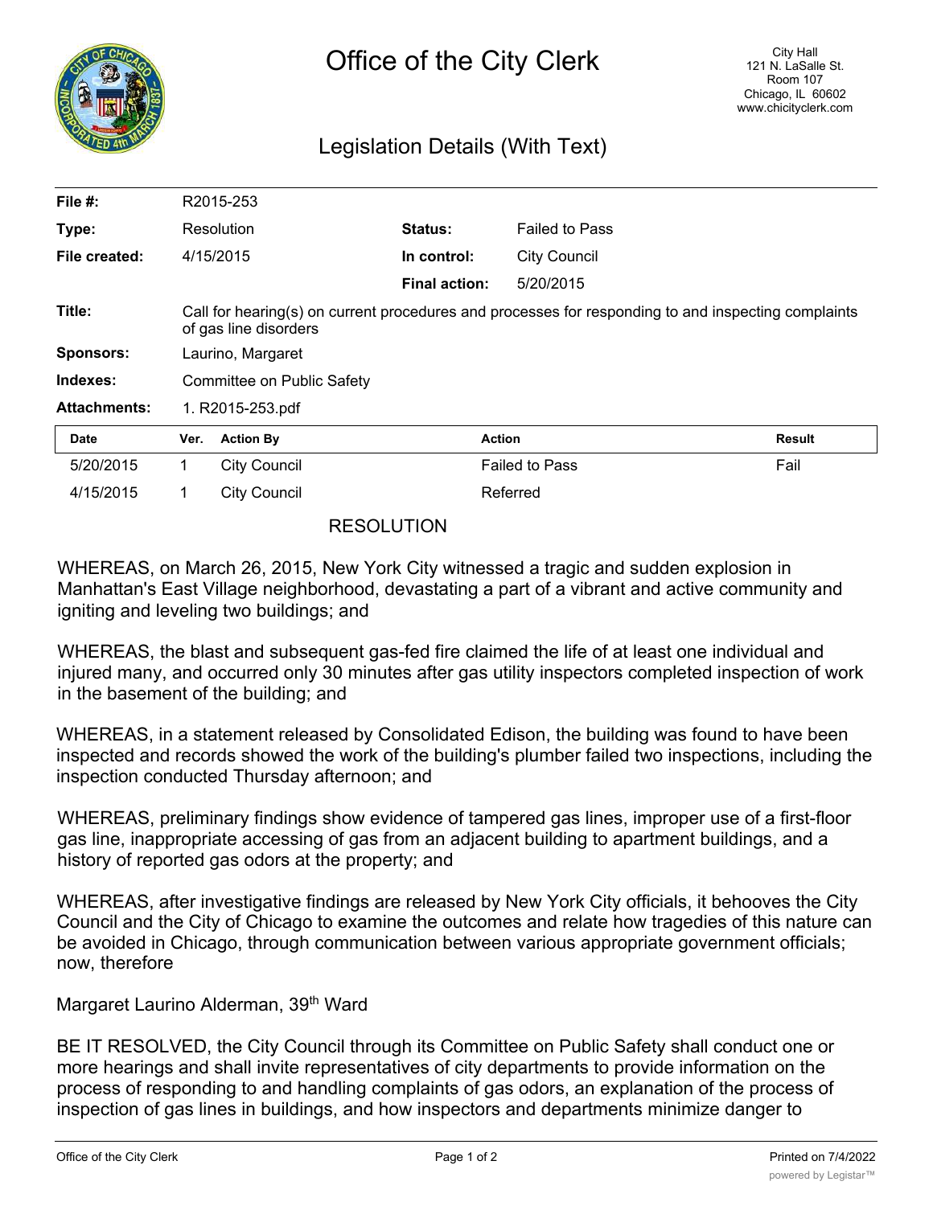# Office of the City Clerk

City Hall
121 N. LaSalle St.
Room 107
Chicago, IL 60602
www.chicityclerk.com

## Legislation Details (With Text)

| | | | |
|---|---|---|---|
| **File #:** | R2015-253 | | |
| **Type:** | Resolution | **Status:** | Failed to Pass |
| **File created:** | 4/15/2015 | **In control:** | City Council |
| | | **Final action:** | 5/20/2015 |
| **Title:** | Call for hearing(s) on current procedures and processes for responding to and inspecting complaints of gas line disorders | | |
| **Sponsors:** | Laurino, Margaret | | |
| **Indexes:** | Committee on Public Safety | | |
| **Attachments:** | 1. R2015-253.pdf | | |

| Date | Ver. | Action By | Action | Result |
|---|---|---|---|---|
| 5/20/2015 | 1 | City Council | Failed to Pass | Fail |
| 4/15/2015 | 1 | City Council | Referred | |

RESOLUTION

WHEREAS, on March 26, 2015, New York City witnessed a tragic and sudden explosion in Manhattan's East Village neighborhood, devastating a part of a vibrant and active community and igniting and leveling two buildings; and

WHEREAS, the blast and subsequent gas-fed fire claimed the life of at least one individual and injured many, and occurred only 30 minutes after gas utility inspectors completed inspection of work in the basement of the building; and

WHEREAS, in a statement released by Consolidated Edison, the building was found to have been inspected and records showed the work of the building's plumber failed two inspections, including the inspection conducted Thursday afternoon; and

WHEREAS, preliminary findings show evidence of tampered gas lines, improper use of a first-floor gas line, inappropriate accessing of gas from an adjacent building to apartment buildings, and a history of reported gas odors at the property; and

WHEREAS, after investigative findings are released by New York City officials, it behooves the City Council and the City of Chicago to examine the outcomes and relate how tragedies of this nature can be avoided in Chicago, through communication between various appropriate government officials; now, therefore

Margaret Laurino Alderman, 39th Ward

BE IT RESOLVED, the City Council through its Committee on Public Safety shall conduct one or more hearings and shall invite representatives of city departments to provide information on the process of responding to and handling complaints of gas odors, an explanation of the process of inspection of gas lines in buildings, and how inspectors and departments minimize danger to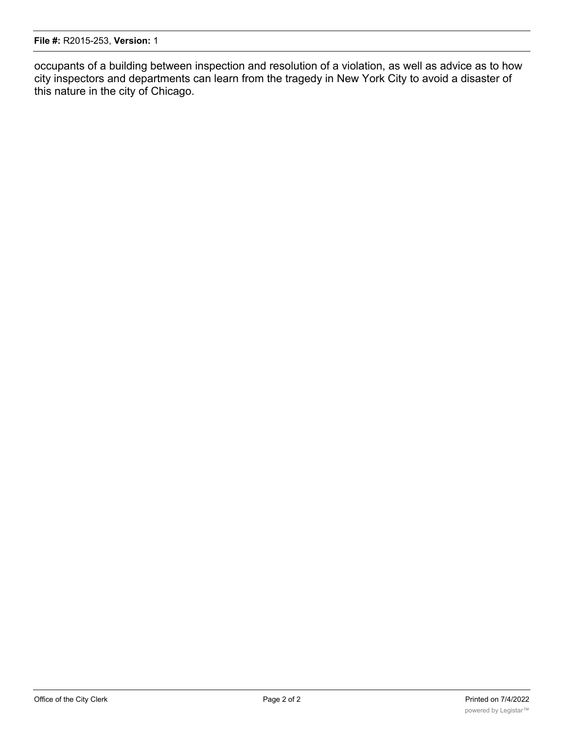occupants of a building between inspection and resolution of a violation, as well as advice as to how city inspectors and departments can learn from the tragedy in New York City to avoid a disaster of this nature in the city of Chicago.